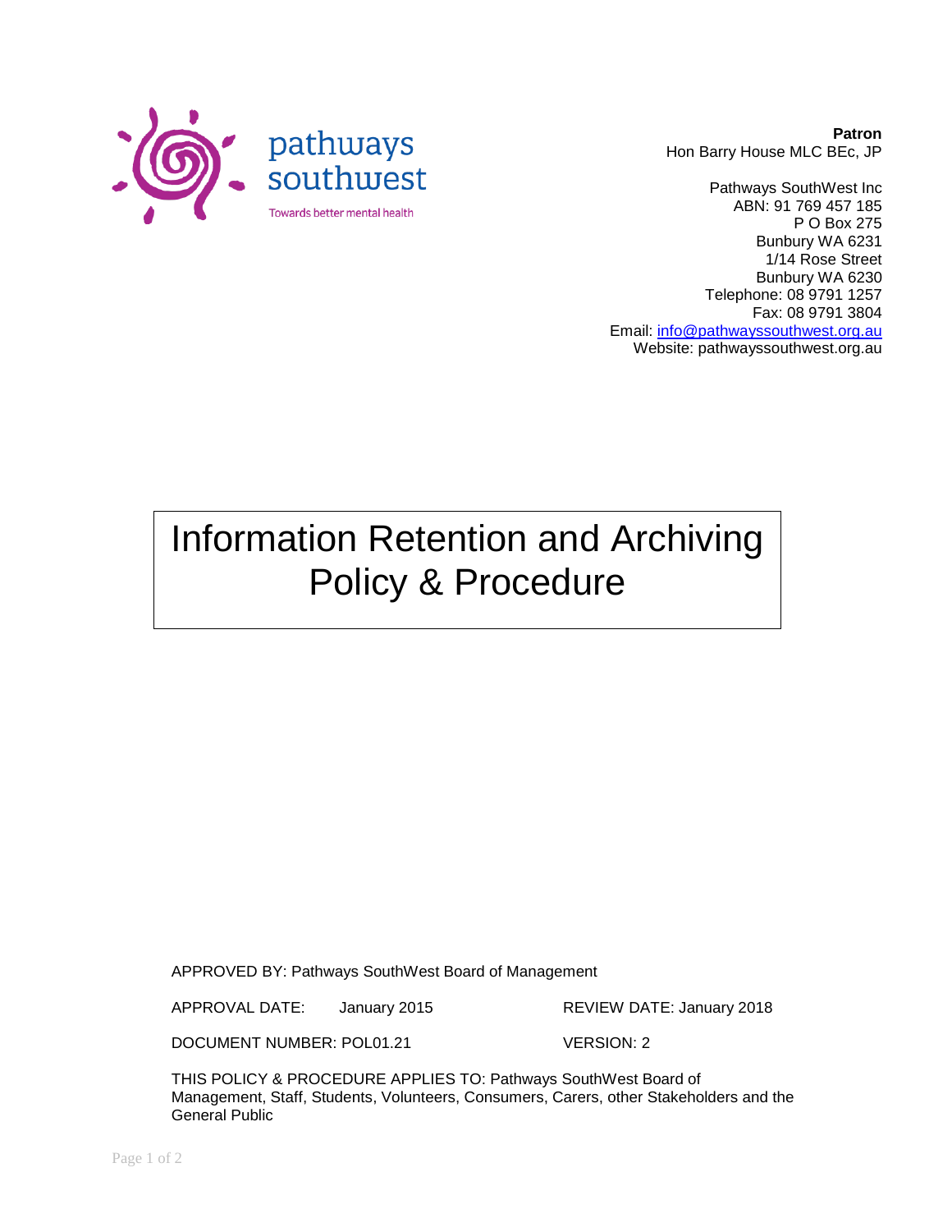pathways southwest

Towards better mental health

**Patron**
Hon Barry House MLC BEc, JP

Pathways SouthWest Inc
ABN: 91 769 457 185
P O Box 275
Bunbury WA 6231
1/14 Rose Street
Bunbury WA 6230
Telephone: 08 9791 1257
Fax: 08 9791 3804
Email: info@pathwayssouthwest.org.au
Website: pathwayssouthwest.org.au

# Information Retention and Archiving Policy & Procedure

APPROVED BY: Pathways SouthWest Board of Management

APPROVAL DATE: January 2015 REVIEW DATE: January 2018

DOCUMENT NUMBER: POL01.21 VERSION: 2

THIS POLICY & PROCEDURE APPLIES TO: Pathways SouthWest Board of Management, Staff, Students, Volunteers, Consumers, Carers, other Stakeholders and the General Public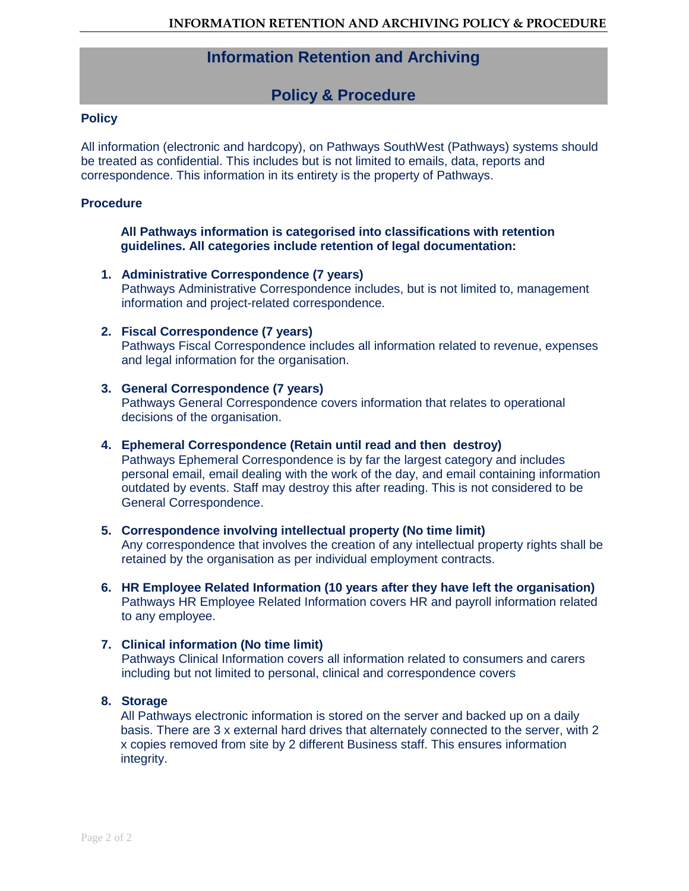# Information Retention and Archiving

# Policy & Procedure

## Policy

All information (electronic and hardcopy), on Pathways SouthWest (Pathways) systems should be treated as confidential. This includes but is not limited to emails, data, reports and correspondence. This information in its entirety is the property of Pathways.

## Procedure

**All Pathways information is categorised into classifications with retention guidelines. All categories include retention of legal documentation:**

1. **Administrative Correspondence (7 years)**
   Pathways Administrative Correspondence includes, but is not limited to, management information and project-related correspondence.

2. **Fiscal Correspondence (7 years)**
   Pathways Fiscal Correspondence includes all information related to revenue, expenses and legal information for the organisation.

3. **General Correspondence (7 years)**
   Pathways General Correspondence covers information that relates to operational decisions of the organisation.

4. **Ephemeral Correspondence (Retain until read and then destroy)**
   Pathways Ephemeral Correspondence is by far the largest category and includes personal email, email dealing with the work of the day, and email containing information outdated by events. Staff may destroy this after reading. This is not considered to be General Correspondence.

5. **Correspondence involving intellectual property (No time limit)**
   Any correspondence that involves the creation of any intellectual property rights shall be retained by the organisation as per individual employment contracts.

6. **HR Employee Related Information (10 years after they have left the organisation)**
   Pathways HR Employee Related Information covers HR and payroll information related to any employee.

7. **Clinical information (No time limit)**
   Pathways Clinical Information covers all information related to consumers and carers including but not limited to personal, clinical and correspondence covers

8. **Storage**
   All Pathways electronic information is stored on the server and backed up on a daily basis. There are 3 x external hard drives that alternately connected to the server, with 2 x copies removed from site by 2 different Business staff. This ensures information integrity.